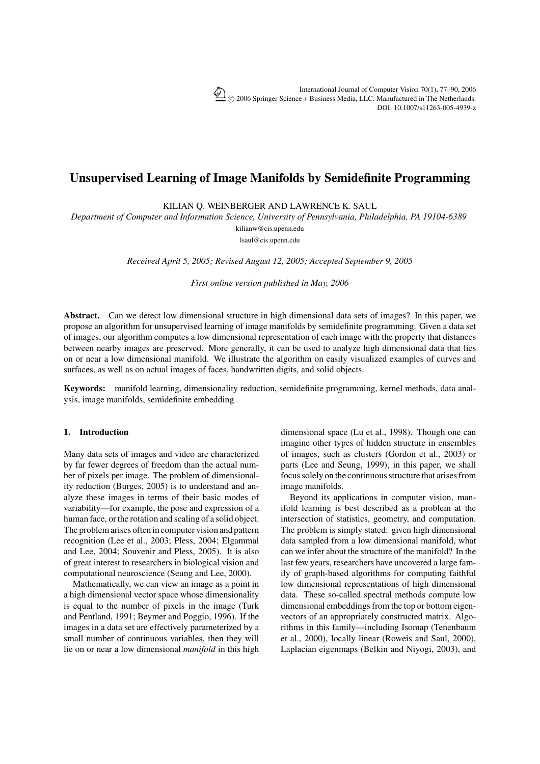# Unsupervised Learning of Image Manifolds by Semidefinite Programming

KILIAN Q. WEINBERGER AND LAWRENCE K. SAUL

*Department of Computer and Information Science, University of Pennsylvania, Philadelphia, PA 19104-6389*

kilianw@cis.upenn.edu

lsaul@cis.upenn.edu

*Received April 5, 2005; Revised August 12, 2005; Accepted September 9, 2005*

*First online version published in May, 2006*

**Abstract.** Can we detect low dimensional structure in high dimensional data sets of images? In this paper, we propose an algorithm for unsupervised learning of image manifolds by semidefinite programming. Given a data set of images, our algorithm computes a low dimensional representation of each image with the property that distances between nearby images are preserved. More generally, it can be used to analyze high dimensional data that lies on or near a low dimensional manifold. We illustrate the algorithm on easily visualized examples of curves and surfaces, as well as on actual images of faces, handwritten digits, and solid objects.

**Keywords:** manifold learning, dimensionality reduction, semidefinite programming, kernel methods, data analysis, image manifolds, semidefinite embedding

## 1. Introduction

Many data sets of images and video are characterized by far fewer degrees of freedom than the actual number of pixels per image. The problem of dimensionality reduction (Burges, 2005) is to understand and analyze these images in terms of their basic modes of variability—for example, the pose and expression of a human face, or the rotation and scaling of a solid object. The problem arises often in computer vision and pattern recognition (Lee et al., 2003; Pless, 2004; Elgammal and Lee, 2004; Souvenir and Pless, 2005). It is also of great interest to researchers in biological vision and computational neuroscience (Seung and Lee, 2000).

Mathematically, we can view an image as a point in a high dimensional vector space whose dimensionality is equal to the number of pixels in the image (Turk and Pentland, 1991; Beymer and Poggio, 1996). If the images in a data set are effectively parameterized by a small number of continuous variables, then they will lie on or near a low dimensional *manifold* in this high dimensional space (Lu et al., 1998). Though one can imagine other types of hidden structure in ensembles of images, such as clusters (Gordon et al., 2003) or parts (Lee and Seung, 1999), in this paper, we shall focus solely on the continuous structure that arises from image manifolds.

Beyond its applications in computer vision, manifold learning is best described as a problem at the intersection of statistics, geometry, and computation. The problem is simply stated: given high dimensional data sampled from a low dimensional manifold, what can we infer about the structure of the manifold? In the last few years, researchers have uncovered a large family of graph-based algorithms for computing faithful low dimensional representations of high dimensional data. These so-called spectral methods compute low dimensional embeddings from the top or bottom eigenvectors of an appropriately constructed matrix. Algorithms in this family—including Isomap (Tenenbaum et al., 2000), locally linear (Roweis and Saul, 2000), Laplacian eigenmaps (Belkin and Niyogi, 2003), and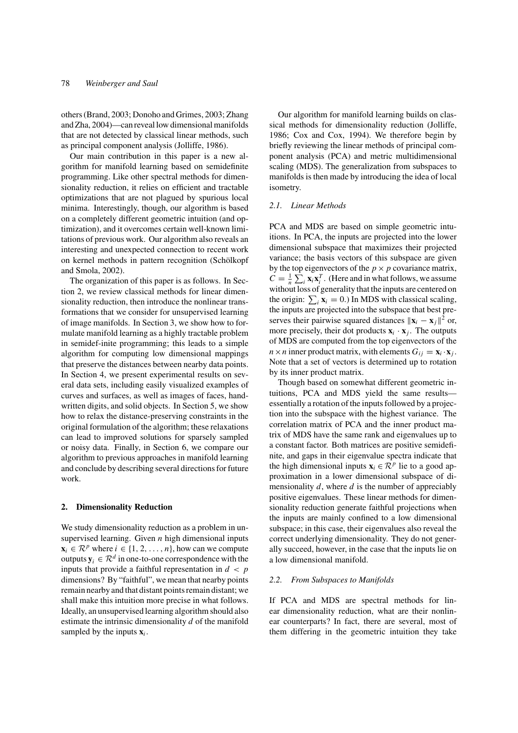others (Brand, 2003; Donoho and Grimes, 2003; Zhang and Zha, 2004)—can reveal low dimensional manifolds that are not detected by classical linear methods, such as principal component analysis (Jolliffe, 1986).

Our main contribution in this paper is a new algorithm for manifold learning based on semidefinite programming. Like other spectral methods for dimensionality reduction, it relies on efficient and tractable optimizations that are not plagued by spurious local minima. Interestingly, though, our algorithm is based on a completely different geometric intuition (and optimization), and it overcomes certain well-known limitations of previous work. Our algorithm also reveals an interesting and unexpected connection to recent work on kernel methods in pattern recognition (Schölkopf and Smola, 2002).

The organization of this paper is as follows. In Section 2, we review classical methods for linear dimensionality reduction, then introduce the nonlinear transformations that we consider for unsupervised learning of image manifolds. In Section 3, we show how to formulate manifold learning as a highly tractable problem in semidef-inite programming; this leads to a simple algorithm for computing low dimensional mappings that preserve the distances between nearby data points. In Section 4, we present experimental results on several data sets, including easily visualized examples of curves and surfaces, as well as images of faces, handwritten digits, and solid objects. In Section 5, we show how to relax the distance-preserving constraints in the original formulation of the algorithm; these relaxations can lead to improved solutions for sparsely sampled or noisy data. Finally, in Section 6, we compare our algorithm to previous approaches in manifold learning and conclude by describing several directions for future work.

## 2. Dimensionality Reduction

We study dimensionality reduction as a problem in unsupervised learning. Given $n$ high dimensional inputs $\mathbf{x}_i \in \mathcal{R}^p$ where $i \in \{1, 2, \ldots, n\}$, how can we compute outputs $\mathbf{y}_i \in \mathcal{R}^d$ in one-to-one correspondence with the inputs that provide a faithful representation in $d < p$ dimensions? By "faithful", we mean that nearby points remain nearby and that distant points remain distant; we shall make this intuition more precise in what follows. Ideally, an unsupervised learning algorithm should also estimate the intrinsic dimensionality $d$ of the manifold sampled by the inputs $\mathbf{x}_i$.

Our algorithm for manifold learning builds on classical methods for dimensionality reduction (Jolliffe, 1986; Cox and Cox, 1994). We therefore begin by briefly reviewing the linear methods of principal component analysis (PCA) and metric multidimensional scaling (MDS). The generalization from subspaces to manifolds is then made by introducing the idea of local isometry.

### 2.1. Linear Methods

PCA and MDS are based on simple geometric intuitions. In PCA, the inputs are projected into the lower dimensional subspace that maximizes their projected variance; the basis vectors of this subspace are given by the top eigenvectors of the $p \times p$ covariance matrix, $C = \frac{1}{n}\sum_i \mathbf{x}_i \mathbf{x}_i^T$. (Here and in what follows, we assume without loss of generality that the inputs are centered on the origin: $\sum_i \mathbf{x}_i = 0$.) In MDS with classical scaling, the inputs are projected into the subspace that best preserves their pairwise squared distances $\|\mathbf{x}_i - \mathbf{x}_j\|^2$ or, more precisely, their dot products $\mathbf{x}_i \cdot \mathbf{x}_j$. The outputs of MDS are computed from the top eigenvectors of the $n \times n$ inner product matrix, with elements $G_{ij} = \mathbf{x}_i \cdot \mathbf{x}_j$. Note that a set of vectors is determined up to rotation by its inner product matrix.

Though based on somewhat different geometric intuitions, PCA and MDS yield the same results—essentially a rotation of the inputs followed by a projection into the subspace with the highest variance. The correlation matrix of PCA and the inner product matrix of MDS have the same rank and eigenvalues up to a constant factor. Both matrices are positive semidefinite, and gaps in their eigenvalue spectra indicate that the high dimensional inputs $\mathbf{x}_i \in \mathcal{R}^p$ lie to a good approximation in a lower dimensional subspace of dimensionality $d$, where $d$ is the number of appreciably positive eigenvalues. These linear methods for dimensionality reduction generate faithful projections when the inputs are mainly confined to a low dimensional subspace; in this case, their eigenvalues also reveal the correct underlying dimensionality. They do not generally succeed, however, in the case that the inputs lie on a low dimensional manifold.

### 2.2. From Subspaces to Manifolds

If PCA and MDS are spectral methods for linear dimensionality reduction, what are their nonlinear counterparts? In fact, there are several, most of them differing in the geometric intuition they take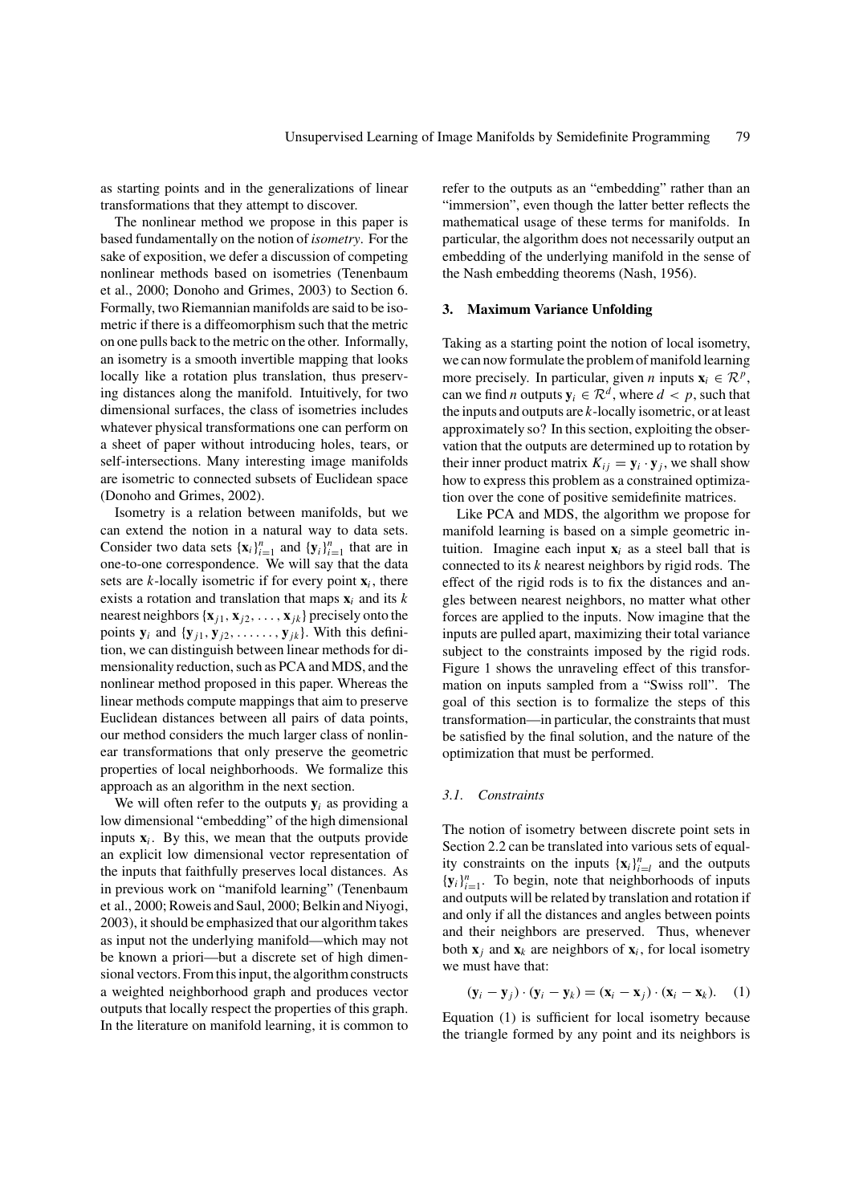as starting points and in the generalizations of linear transformations that they attempt to discover.

The nonlinear method we propose in this paper is based fundamentally on the notion of *isometry*. For the sake of exposition, we defer a discussion of competing nonlinear methods based on isometries (Tenenbaum et al., 2000; Donoho and Grimes, 2003) to Section 6. Formally, two Riemannian manifolds are said to be isometric if there is a diffeomorphism such that the metric on one pulls back to the metric on the other. Informally, an isometry is a smooth invertible mapping that looks locally like a rotation plus translation, thus preserving distances along the manifold. Intuitively, for two dimensional surfaces, the class of isometries includes whatever physical transformations one can perform on a sheet of paper without introducing holes, tears, or self-intersections. Many interesting image manifolds are isometric to connected subsets of Euclidean space (Donoho and Grimes, 2002).

Isometry is a relation between manifolds, but we can extend the notion in a natural way to data sets. Consider two data sets $\{\mathbf{x}_i\}_{i=1}^n$ and $\{\mathbf{y}_i\}_{i=1}^n$ that are in one-to-one correspondence. We will say that the data sets are $k$-locally isometric if for every point $\mathbf{x}_i$, there exists a rotation and translation that maps $\mathbf{x}_i$ and its $k$ nearest neighbors $\{\mathbf{x}_{j1}, \mathbf{x}_{j2}, \ldots, \mathbf{x}_{jk}\}$ precisely onto the points $\mathbf{y}_i$ and $\{\mathbf{y}_{j1}, \mathbf{y}_{j2}, \ldots\ldots, \mathbf{y}_{jk}\}$. With this definition, we can distinguish between linear methods for dimensionality reduction, such as PCA and MDS, and the nonlinear method proposed in this paper. Whereas the linear methods compute mappings that aim to preserve Euclidean distances between all pairs of data points, our method considers the much larger class of nonlinear transformations that only preserve the geometric properties of local neighborhoods. We formalize this approach as an algorithm in the next section.

We will often refer to the outputs $\mathbf{y}_i$ as providing a low dimensional "embedding" of the high dimensional inputs $\mathbf{x}_i$. By this, we mean that the outputs provide an explicit low dimensional vector representation of the inputs that faithfully preserves local distances. As in previous work on "manifold learning" (Tenenbaum et al., 2000; Roweis and Saul, 2000; Belkin and Niyogi, 2003), it should be emphasized that our algorithm takes as input not the underlying manifold—which may not be known a priori—but a discrete set of high dimensional vectors. From this input, the algorithm constructs a weighted neighborhood graph and produces vector outputs that locally respect the properties of this graph. In the literature on manifold learning, it is common to refer to the outputs as an "embedding" rather than an "immersion", even though the latter better reflects the mathematical usage of these terms for manifolds. In particular, the algorithm does not necessarily output an embedding of the underlying manifold in the sense of the Nash embedding theorems (Nash, 1956).

## 3. Maximum Variance Unfolding

Taking as a starting point the notion of local isometry, we can now formulate the problem of manifold learning more precisely. In particular, given $n$ inputs $\mathbf{x}_i \in \mathcal{R}^p$, can we find $n$ outputs $\mathbf{y}_i \in \mathcal{R}^d$, where $d < p$, such that the inputs and outputs are $k$-locally isometric, or at least approximately so? In this section, exploiting the observation that the outputs are determined up to rotation by their inner product matrix $K_{ij} = \mathbf{y}_i \cdot \mathbf{y}_j$, we shall show how to express this problem as a constrained optimization over the cone of positive semidefinite matrices.

Like PCA and MDS, the algorithm we propose for manifold learning is based on a simple geometric intuition. Imagine each input $\mathbf{x}_i$ as a steel ball that is connected to its $k$ nearest neighbors by rigid rods. The effect of the rigid rods is to fix the distances and angles between nearest neighbors, no matter what other forces are applied to the inputs. Now imagine that the inputs are pulled apart, maximizing their total variance subject to the constraints imposed by the rigid rods. Figure 1 shows the unraveling effect of this transformation on inputs sampled from a "Swiss roll". The goal of this section is to formalize the steps of this transformation—in particular, the constraints that must be satisfied by the final solution, and the nature of the optimization that must be performed.

### *3.1. Constraints*

The notion of isometry between discrete point sets in Section 2.2 can be translated into various sets of equality constraints on the inputs $\{\mathbf{x}_i\}_{i=l}^n$ and the outputs $\{\mathbf{y}_i\}_{i=1}^n$. To begin, note that neighborhoods of inputs and outputs will be related by translation and rotation if and only if all the distances and angles between points and their neighbors are preserved. Thus, whenever both $\mathbf{x}_j$ and $\mathbf{x}_k$ are neighbors of $\mathbf{x}_i$, for local isometry we must have that:

$$(\mathbf{y}_i - \mathbf{y}_j) \cdot (\mathbf{y}_i - \mathbf{y}_k) = (\mathbf{x}_i - \mathbf{x}_j) \cdot (\mathbf{x}_i - \mathbf{x}_k). \quad (1)$$

Equation (1) is sufficient for local isometry because the triangle formed by any point and its neighbors is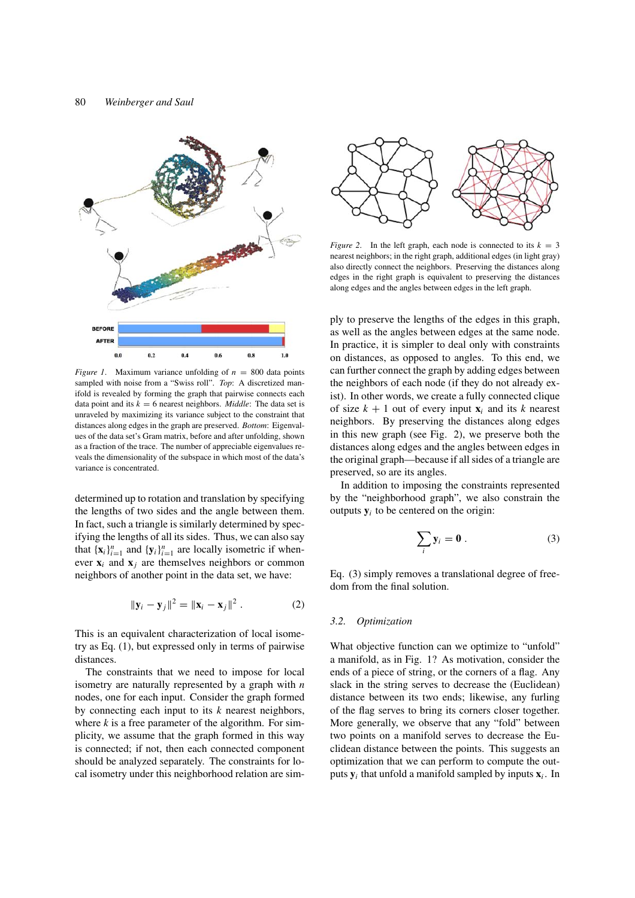*Figure 1*. Maximum variance unfolding of $n = 800$ data points sampled with noise from a "Swiss roll". *Top*: A discretized manifold is revealed by forming the graph that pairwise connects each data point and its $k = 6$ nearest neighbors. *Middle*: The data set is unraveled by maximizing its variance subject to the constraint that distances along edges in the graph are preserved. *Bottom*: Eigenvalues of the data set's Gram matrix, before and after unfolding, shown as a fraction of the trace. The number of appreciable eigenvalues reveals the dimensionality of the subspace in which most of the data's variance is concentrated.

determined up to rotation and translation by specifying the lengths of two sides and the angle between them. In fact, such a triangle is similarly determined by specifying the lengths of all its sides. Thus, we can also say that $\{\mathbf{x}_i\}_{i=1}^n$ and $\{\mathbf{y}_i\}_{i=1}^n$ are locally isometric if whenever $\mathbf{x}_i$ and $\mathbf{x}_j$ are themselves neighbors or common neighbors of another point in the data set, we have:

$$\|\mathbf{y}_i - \mathbf{y}_j\|^2 = \|\mathbf{x}_i - \mathbf{x}_j\|^2 . \tag{2}$$

This is an equivalent characterization of local isometry as Eq. (1), but expressed only in terms of pairwise distances.

The constraints that we need to impose for local isometry are naturally represented by a graph with $n$ nodes, one for each input. Consider the graph formed by connecting each input to its $k$ nearest neighbors, where $k$ is a free parameter of the algorithm. For simplicity, we assume that the graph formed in this way is connected; if not, then each connected component should be analyzed separately. The constraints for local isometry under this neighborhood relation are simply to preserve the lengths of the edges in this graph, as well as the angles between edges at the same node. In practice, it is simpler to deal only with constraints on distances, as opposed to angles. To this end, we can further connect the graph by adding edges between the neighbors of each node (if they do not already exist). In other words, we create a fully connected clique of size $k + 1$ out of every input $\mathbf{x}_i$ and its $k$ nearest neighbors. By preserving the distances along edges in this new graph (see Fig. 2), we preserve both the distances along edges and the angles between edges in the original graph—because if all sides of a triangle are preserved, so are its angles.

*Figure 2*. In the left graph, each node is connected to its $k = 3$ nearest neighbors; in the right graph, additional edges (in light gray) also directly connect the neighbors. Preserving the distances along edges in the right graph is equivalent to preserving the distances along edges and the angles between edges in the left graph.

In addition to imposing the constraints represented by the "neighborhood graph", we also constrain the outputs $\mathbf{y}_i$ to be centered on the origin:

$$\sum_i \mathbf{y}_i = \mathbf{0} . \tag{3}$$

Eq. (3) simply removes a translational degree of freedom from the final solution.

### 3.2. Optimization

What objective function can we optimize to "unfold" a manifold, as in Fig. 1? As motivation, consider the ends of a piece of string, or the corners of a flag. Any slack in the string serves to decrease the (Euclidean) distance between its two ends; likewise, any furling of the flag serves to bring its corners closer together. More generally, we observe that any "fold" between two points on a manifold serves to decrease the Euclidean distance between the points. This suggests an optimization that we can perform to compute the outputs $\mathbf{y}_i$ that unfold a manifold sampled by inputs $\mathbf{x}_i$. In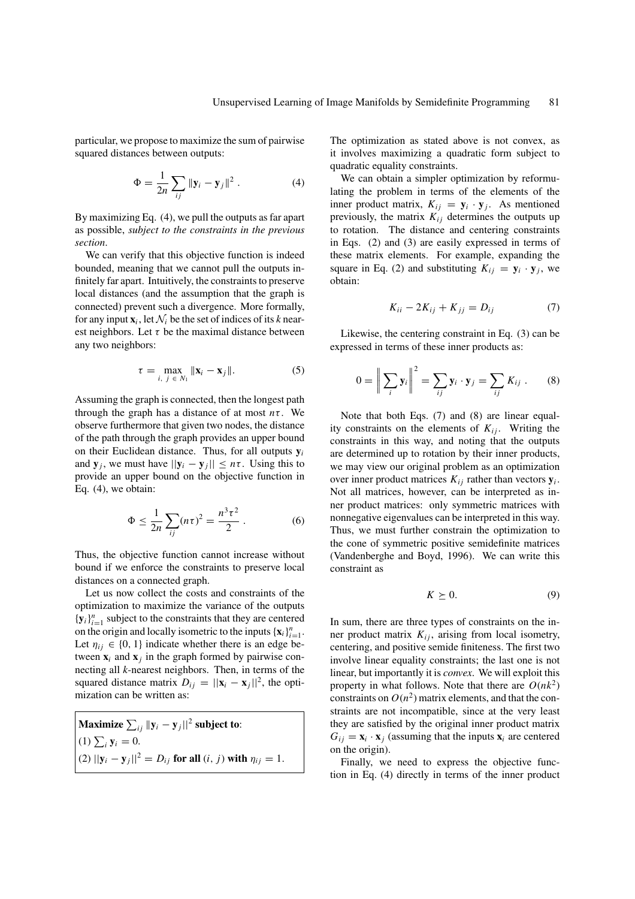particular, we propose to maximize the sum of pairwise squared distances between outputs:

$$\Phi = \frac{1}{2n}\sum_{ij}\|\mathbf{y}_i - \mathbf{y}_j\|^2 . \quad (4)$$

By maximizing Eq. (4), we pull the outputs as far apart as possible, *subject to the constraints in the previous section*.

We can verify that this objective function is indeed bounded, meaning that we cannot pull the outputs infinitely far apart. Intuitively, the constraints to preserve local distances (and the assumption that the graph is connected) prevent such a divergence. More formally, for any input $\mathbf{x}_i$, let $\mathcal{N}_i$ be the set of indices of its $k$ nearest neighbors. Let $\tau$ be the maximal distance between any two neighbors:

$$\tau = \max_{i,\ j\ \in\ N_1}\|\mathbf{x}_i - \mathbf{x}_j\|. \quad (5)$$

Assuming the graph is connected, then the longest path through the graph has a distance of at most $n\tau$. We observe furthermore that given two nodes, the distance of the path through the graph provides an upper bound on their Euclidean distance. Thus, for all outputs $\mathbf{y}_i$ and $\mathbf{y}_j$, we must have $||\mathbf{y}_i - \mathbf{y}_j|| \leq n\tau$. Using this to provide an upper bound on the objective function in Eq. (4), we obtain:

$$\Phi \leq \frac{1}{2n}\sum_{ij}(n\tau)^2 = \frac{n^3\tau^2}{2} . \quad (6)$$

Thus, the objective function cannot increase without bound if we enforce the constraints to preserve local distances on a connected graph.

Let us now collect the costs and constraints of the optimization to maximize the variance of the outputs $\{\mathbf{y}_i\}_{i=1}^n$ subject to the constraints that they are centered on the origin and locally isometric to the inputs $\{\mathbf{x}_i\}_{i=1}^n$. Let $\eta_{ij} \in \{0, 1\}$ indicate whether there is an edge between $\mathbf{x}_i$ and $\mathbf{x}_j$ in the graph formed by pairwise connecting all $k$-nearest neighbors. Then, in terms of the squared distance matrix $D_{ij} = ||\mathbf{x}_i - \mathbf{x}_j||^2$, the optimization can be written as:

**Maximize** $\sum_{ij}\|\mathbf{y}_i - \mathbf{y}_j\|^2$ **subject to**:
(1) $\sum_i \mathbf{y}_i = 0$.
(2) $||\mathbf{y}_i - \mathbf{y}_j||^2 = D_{ij}$ **for all** $(i, j)$ **with** $\eta_{ij} = 1$.

The optimization as stated above is not convex, as it involves maximizing a quadratic form subject to quadratic equality constraints.

We can obtain a simpler optimization by reformulating the problem in terms of the elements of the inner product matrix, $K_{ij} = \mathbf{y}_i \cdot \mathbf{y}_j$. As mentioned previously, the matrix $K_{ij}$ determines the outputs up to rotation. The distance and centering constraints in Eqs. (2) and (3) are easily expressed in terms of these matrix elements. For example, expanding the square in Eq. (2) and substituting $K_{ij} = \mathbf{y}_i \cdot \mathbf{y}_j$, we obtain:

$$K_{ii} - 2K_{ij} + K_{jj} = D_{ij} \quad (7)$$

Likewise, the centering constraint in Eq. (3) can be expressed in terms of these inner products as:

$$0 = \left\|\sum_i \mathbf{y}_i\right\|^2 = \sum_{ij}\mathbf{y}_i \cdot \mathbf{y}_j = \sum_{ij} K_{ij} . \quad (8)$$

Note that both Eqs. (7) and (8) are linear equality constraints on the elements of $K_{ij}$. Writing the constraints in this way, and noting that the outputs are determined up to rotation by their inner products, we may view our original problem as an optimization over inner product matrices $K_{ij}$ rather than vectors $\mathbf{y}_i$. Not all matrices, however, can be interpreted as inner product matrices: only symmetric matrices with nonnegative eigenvalues can be interpreted in this way. Thus, we must further constrain the optimization to the cone of symmetric positive semidefinite matrices (Vandenberghe and Boyd, 1996). We can write this constraint as

$$K \succeq 0. \quad (9)$$

In sum, there are three types of constraints on the inner product matrix $K_{ij}$, arising from local isometry, centering, and positive semide finiteness. The first two involve linear equality constraints; the last one is not linear, but importantly it is *convex*. We will exploit this property in what follows. Note that there are $O(nk^2)$ constraints on $O(n^2)$ matrix elements, and that the constraints are not incompatible, since at the very least they are satisfied by the original inner product matrix $G_{ij} = \mathbf{x}_i \cdot \mathbf{x}_j$ (assuming that the inputs $\mathbf{x}_i$ are centered on the origin).

Finally, we need to express the objective function in Eq. (4) directly in terms of the inner product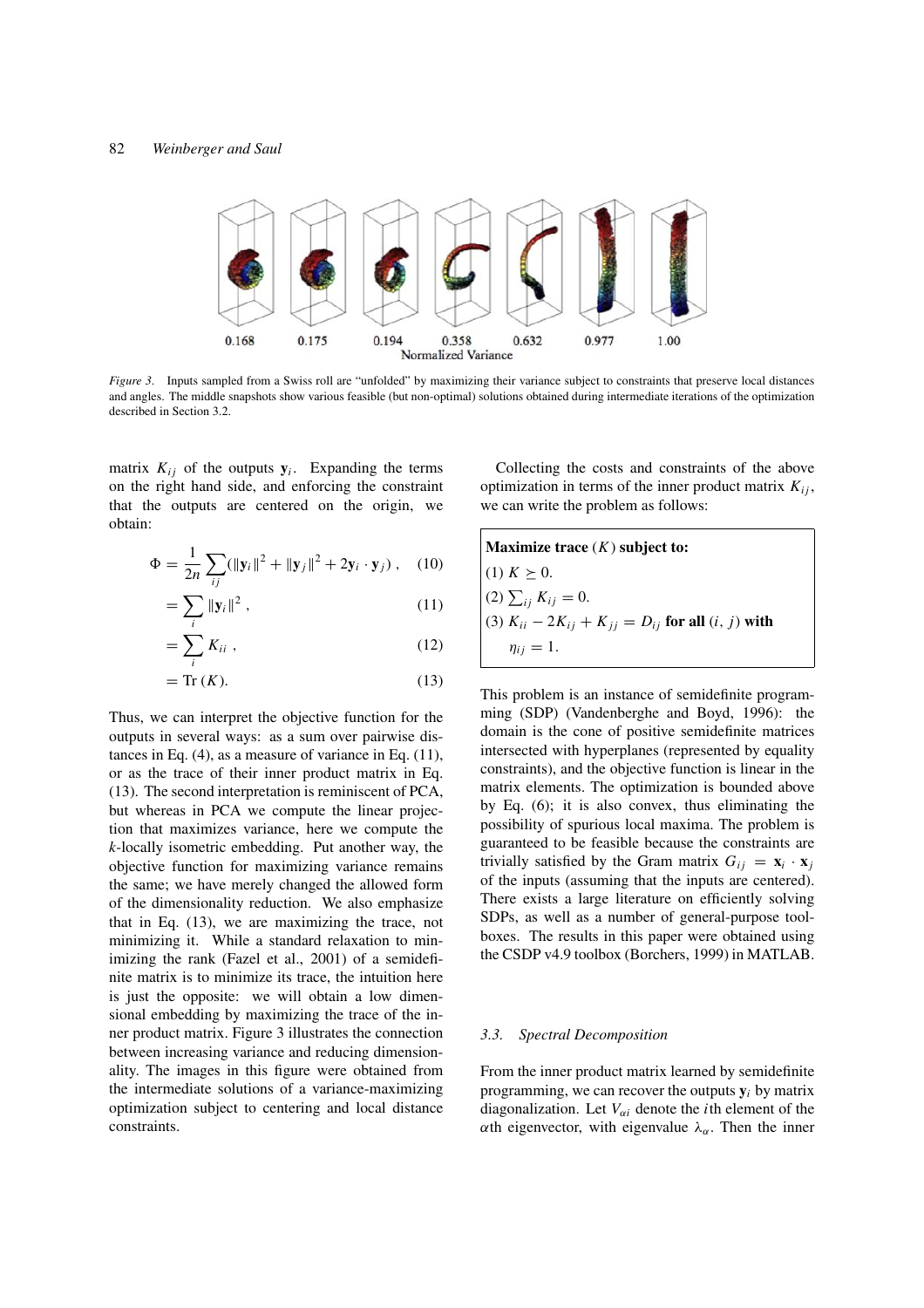Figure 3. Inputs sampled from a Swiss roll are "unfolded" by maximizing their variance subject to constraints that preserve local distances and angles. The middle snapshots show various feasible (but non-optimal) solutions obtained during intermediate iterations of the optimization described in Section 3.2.

matrix $K_{ij}$ of the outputs $\mathbf{y}_i$. Expanding the terms on the right hand side, and enforcing the constraint that the outputs are centered on the origin, we obtain:

$$\Phi = \frac{1}{2n}\sum_{ij}(\|\mathbf{y}_i\|^2 + \|\mathbf{y}_j\|^2 + 2\mathbf{y}_i \cdot \mathbf{y}_j)\,, \quad (10)$$

$$= \sum_i \|\mathbf{y}_i\|^2\,, \quad (11)$$

$$= \sum_i K_{ii}\,, \quad (12)$$

$$= \mathrm{Tr}\,(K). \quad (13)$$

Thus, we can interpret the objective function for the outputs in several ways: as a sum over pairwise distances in Eq. (4), as a measure of variance in Eq. (11), or as the trace of their inner product matrix in Eq. (13). The second interpretation is reminiscent of PCA, but whereas in PCA we compute the linear projection that maximizes variance, here we compute the $k$-locally isometric embedding. Put another way, the objective function for maximizing variance remains the same; we have merely changed the allowed form of the dimensionality reduction. We also emphasize that in Eq. (13), we are maximizing the trace, not minimizing it. While a standard relaxation to minimizing the rank (Fazel et al., 2001) of a semidefinite matrix is to minimize its trace, the intuition here is just the opposite: we will obtain a low dimensional embedding by maximizing the trace of the inner product matrix. Figure 3 illustrates the connection between increasing variance and reducing dimensionality. The images in this figure were obtained from the intermediate solutions of a variance-maximizing optimization subject to centering and local distance constraints.

Collecting the costs and constraints of the above optimization in terms of the inner product matrix $K_{ij}$, we can write the problem as follows:

**Maximize trace** $(K)$ **subject to:**

(1) $K \succeq 0$.

(2) $\sum_{ij} K_{ij} = 0$.

(3) $K_{ii} - 2K_{ij} + K_{jj} = D_{ij}$ **for all** $(i, j)$ **with** $\eta_{ij} = 1$.

This problem is an instance of semidefinite programming (SDP) (Vandenberghe and Boyd, 1996): the domain is the cone of positive semidefinite matrices intersected with hyperplanes (represented by equality constraints), and the objective function is linear in the matrix elements. The optimization is bounded above by Eq. (6); it is also convex, thus eliminating the possibility of spurious local maxima. The problem is guaranteed to be feasible because the constraints are trivially satisfied by the Gram matrix $G_{ij} = \mathbf{x}_i \cdot \mathbf{x}_j$ of the inputs (assuming that the inputs are centered). There exists a large literature on efficiently solving SDPs, as well as a number of general-purpose toolboxes. The results in this paper were obtained using the CSDP v4.9 toolbox (Borchers, 1999) in MATLAB.

### 3.3. Spectral Decomposition

From the inner product matrix learned by semidefinite programming, we can recover the outputs $\mathbf{y}_i$ by matrix diagonalization. Let $V_{\alpha i}$ denote the $i$th element of the $\alpha$th eigenvector, with eigenvalue $\lambda_\alpha$. Then the inner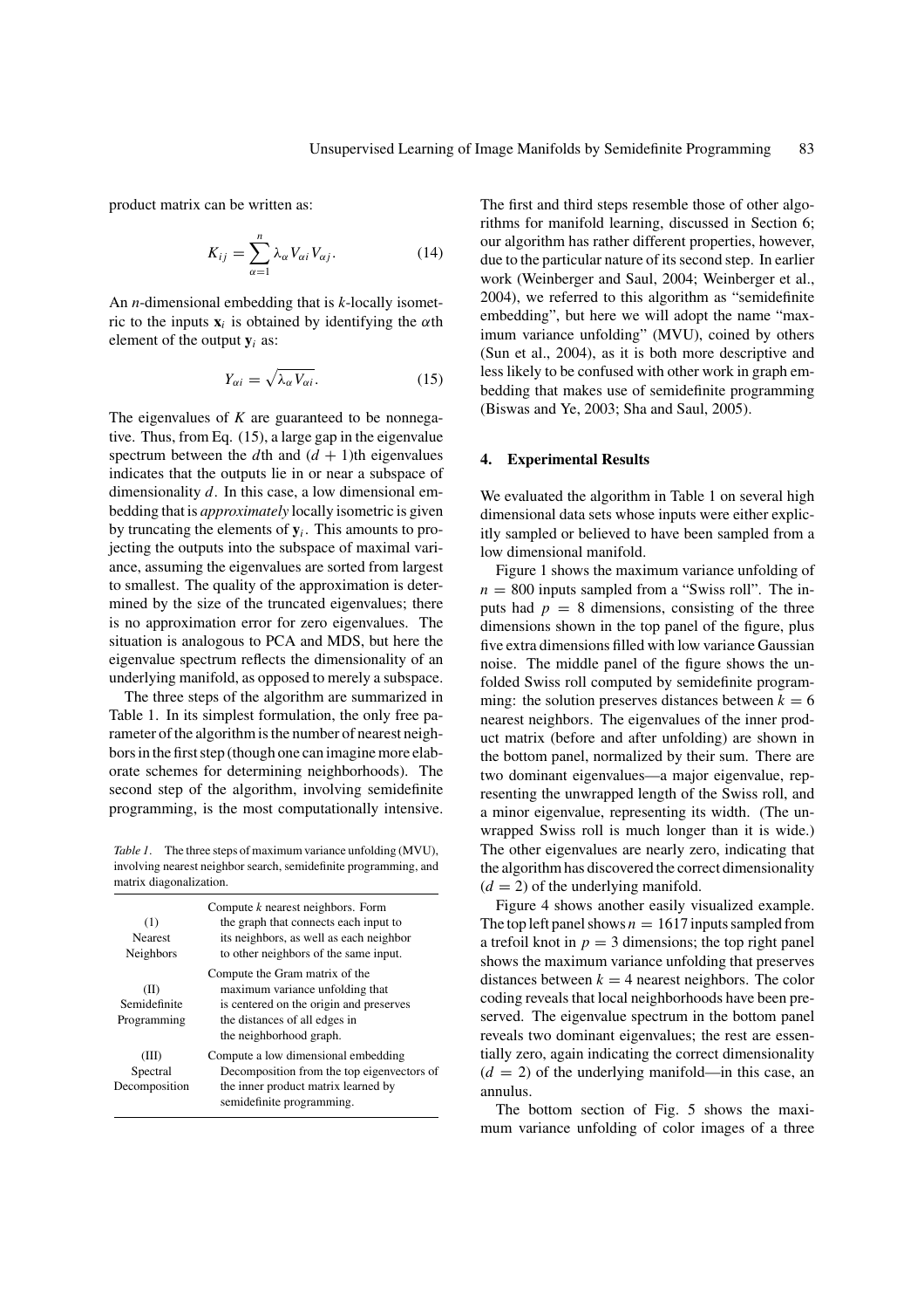product matrix can be written as:

$$K_{ij} = \sum_{\alpha=1}^{n} \lambda_\alpha V_{\alpha i} V_{\alpha j}. \tag{14}$$

An $n$-dimensional embedding that is $k$-locally isometric to the inputs $\mathbf{x}_i$ is obtained by identifying the $\alpha$th element of the output $\mathbf{y}_i$ as:

$$Y_{\alpha i} = \sqrt{\lambda_\alpha V_{\alpha i}}. \tag{15}$$

The eigenvalues of $K$ are guaranteed to be nonnegative. Thus, from Eq. (15), a large gap in the eigenvalue spectrum between the $d$th and $(d+1)$th eigenvalues indicates that the outputs lie in or near a subspace of dimensionality $d$. In this case, a low dimensional embedding that is *approximately* locally isometric is given by truncating the elements of $\mathbf{y}_i$. This amounts to projecting the outputs into the subspace of maximal variance, assuming the eigenvalues are sorted from largest to smallest. The quality of the approximation is determined by the size of the truncated eigenvalues; there is no approximation error for zero eigenvalues. The situation is analogous to PCA and MDS, but here the eigenvalue spectrum reflects the dimensionality of an underlying manifold, as opposed to merely a subspace.

The three steps of the algorithm are summarized in Table 1. In its simplest formulation, the only free parameter of the algorithm is the number of nearest neighbors in the first step (though one can imagine more elaborate schemes for determining neighborhoods). The second step of the algorithm, involving semidefinite programming, is the most computationally intensive.

*Table 1*. The three steps of maximum variance unfolding (MVU), involving nearest neighbor search, semidefinite programming, and matrix diagonalization.

| | |
|---|---|
| (1) Nearest Neighbors | Compute $k$ nearest neighbors. Form the graph that connects each input to its neighbors, as well as each neighbor to other neighbors of the same input. |
| (II) Semidefinite Programming | Compute the Gram matrix of the maximum variance unfolding that is centered on the origin and preserves the distances of all edges in the neighborhood graph. |
| (III) Spectral Decomposition | Compute a low dimensional embedding Decomposition from the top eigenvectors of the inner product matrix learned by semidefinite programming. |

The first and third steps resemble those of other algorithms for manifold learning, discussed in Section 6; our algorithm has rather different properties, however, due to the particular nature of its second step. In earlier work (Weinberger and Saul, 2004; Weinberger et al., 2004), we referred to this algorithm as "semidefinite embedding", but here we will adopt the name "maximum variance unfolding" (MVU), coined by others (Sun et al., 2004), as it is both more descriptive and less likely to be confused with other work in graph embedding that makes use of semidefinite programming (Biswas and Ye, 2003; Sha and Saul, 2005).

## 4. Experimental Results

We evaluated the algorithm in Table 1 on several high dimensional data sets whose inputs were either explicitly sampled or believed to have been sampled from a low dimensional manifold.

Figure 1 shows the maximum variance unfolding of $n = 800$ inputs sampled from a "Swiss roll". The inputs had $p = 8$ dimensions, consisting of the three dimensions shown in the top panel of the figure, plus five extra dimensions filled with low variance Gaussian noise. The middle panel of the figure shows the unfolded Swiss roll computed by semidefinite programming: the solution preserves distances between $k = 6$ nearest neighbors. The eigenvalues of the inner product matrix (before and after unfolding) are shown in the bottom panel, normalized by their sum. There are two dominant eigenvalues—a major eigenvalue, representing the unwrapped length of the Swiss roll, and a minor eigenvalue, representing its width. (The unwrapped Swiss roll is much longer than it is wide.) The other eigenvalues are nearly zero, indicating that the algorithm has discovered the correct dimensionality $(d = 2)$ of the underlying manifold.

Figure 4 shows another easily visualized example. The top left panel shows $n = 1617$ inputs sampled from a trefoil knot in $p = 3$ dimensions; the top right panel shows the maximum variance unfolding that preserves distances between $k = 4$ nearest neighbors. The color coding reveals that local neighborhoods have been preserved. The eigenvalue spectrum in the bottom panel reveals two dominant eigenvalues; the rest are essentially zero, again indicating the correct dimensionality $(d = 2)$ of the underlying manifold—in this case, an annulus.

The bottom section of Fig. 5 shows the maximum variance unfolding of color images of a three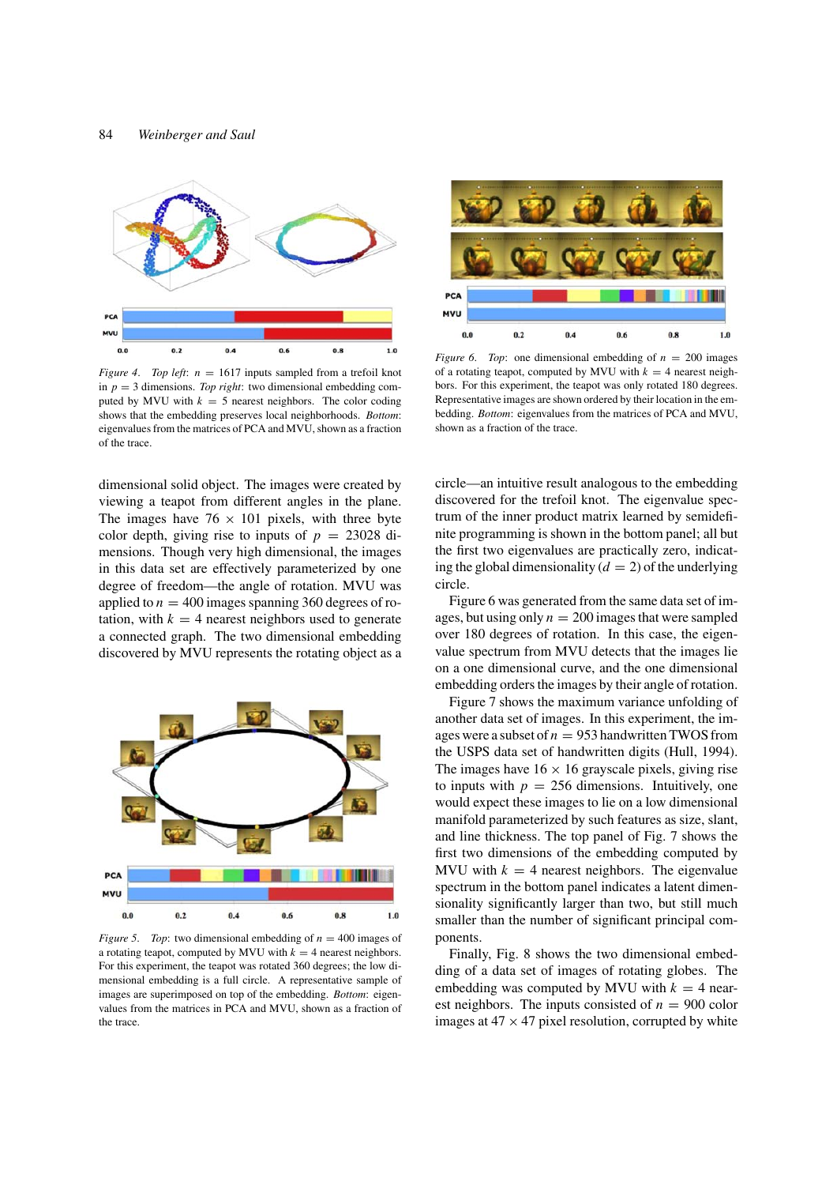*Figure 4*. *Top left*: $n = 1617$ inputs sampled from a trefoil knot in $p = 3$ dimensions. *Top right*: two dimensional embedding computed by MVU with $k = 5$ nearest neighbors. The color coding shows that the embedding preserves local neighborhoods. *Bottom*: eigenvalues from the matrices of PCA and MVU, shown as a fraction of the trace.

*Figure 6*. *Top*: one dimensional embedding of $n = 200$ images of a rotating teapot, computed by MVU with $k = 4$ nearest neighbors. For this experiment, the teapot was only rotated 180 degrees. Representative images are shown ordered by their location in the embedding. *Bottom*: eigenvalues from the matrices of PCA and MVU, shown as a fraction of the trace.

dimensional solid object. The images were created by viewing a teapot from different angles in the plane. The images have $76 \times 101$ pixels, with three byte color depth, giving rise to inputs of $p = 23028$ dimensions. Though very high dimensional, the images in this data set are effectively parameterized by one degree of freedom—the angle of rotation. MVU was applied to $n = 400$ images spanning 360 degrees of rotation, with $k = 4$ nearest neighbors used to generate a connected graph. The two dimensional embedding discovered by MVU represents the rotating object as a circle—an intuitive result analogous to the embedding discovered for the trefoil knot. The eigenvalue spectrum of the inner product matrix learned by semidefinite programming is shown in the bottom panel; all but the first two eigenvalues are practically zero, indicating the global dimensionality ($d = 2$) of the underlying circle.

*Figure 5*. *Top*: two dimensional embedding of $n = 400$ images of a rotating teapot, computed by MVU with $k = 4$ nearest neighbors. For this experiment, the teapot was rotated 360 degrees; the low dimensional embedding is a full circle. A representative sample of images are superimposed on top of the embedding. *Bottom*: eigenvalues from the matrices in PCA and MVU, shown as a fraction of the trace.

Figure 6 was generated from the same data set of images, but using only $n = 200$ images that were sampled over 180 degrees of rotation. In this case, the eigenvalue spectrum from MVU detects that the images lie on a one dimensional curve, and the one dimensional embedding orders the images by their angle of rotation.

Figure 7 shows the maximum variance unfolding of another data set of images. In this experiment, the images were a subset of $n = 953$ handwritten TWOS from the USPS data set of handwritten digits (Hull, 1994). The images have $16 \times 16$ grayscale pixels, giving rise to inputs with $p = 256$ dimensions. Intuitively, one would expect these images to lie on a low dimensional manifold parameterized by such features as size, slant, and line thickness. The top panel of Fig. 7 shows the first two dimensions of the embedding computed by MVU with $k = 4$ nearest neighbors. The eigenvalue spectrum in the bottom panel indicates a latent dimensionality significantly larger than two, but still much smaller than the number of significant principal components.

Finally, Fig. 8 shows the two dimensional embedding of a data set of images of rotating globes. The embedding was computed by MVU with $k = 4$ nearest neighbors. The inputs consisted of $n = 900$ color images at $47 \times 47$ pixel resolution, corrupted by white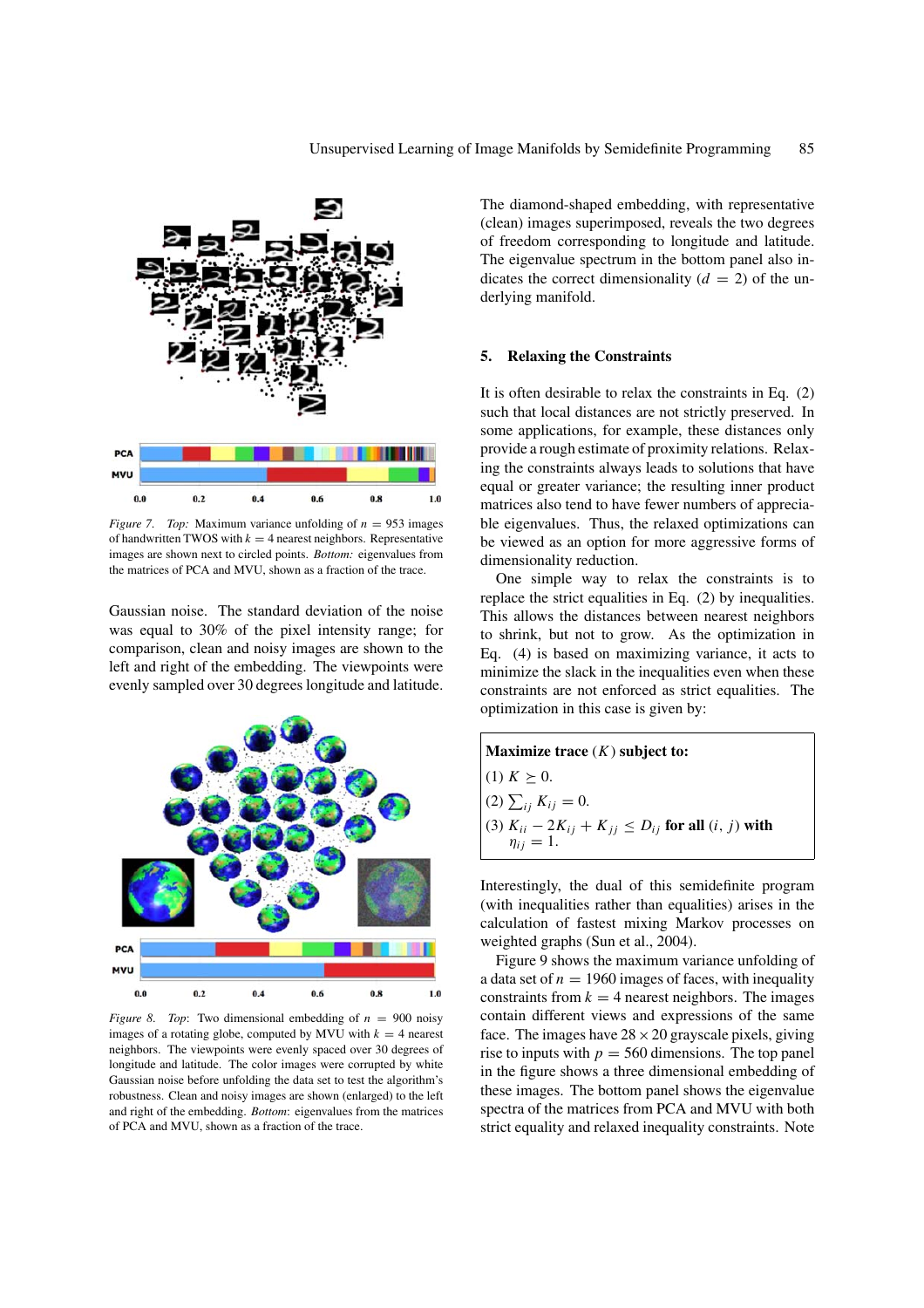Figure 7. *Top:* Maximum variance unfolding of $n = 953$ images of handwritten TWOS with $k = 4$ nearest neighbors. Representative images are shown next to circled points. *Bottom:* eigenvalues from the matrices of PCA and MVU, shown as a fraction of the trace.

Gaussian noise. The standard deviation of the noise was equal to 30% of the pixel intensity range; for comparison, clean and noisy images are shown to the left and right of the embedding. The viewpoints were evenly sampled over 30 degrees longitude and latitude.

Figure 8. *Top*: Two dimensional embedding of $n = 900$ noisy images of a rotating globe, computed by MVU with $k = 4$ nearest neighbors. The viewpoints were evenly spaced over 30 degrees of longitude and latitude. The color images were corrupted by white Gaussian noise before unfolding the data set to test the algorithm's robustness. Clean and noisy images are shown (enlarged) to the left and right of the embedding. *Bottom*: eigenvalues from the matrices of PCA and MVU, shown as a fraction of the trace.

The diamond-shaped embedding, with representative (clean) images superimposed, reveals the two degrees of freedom corresponding to longitude and latitude. The eigenvalue spectrum in the bottom panel also indicates the correct dimensionality ($d = 2$) of the underlying manifold.

## 5. Relaxing the Constraints

It is often desirable to relax the constraints in Eq. (2) such that local distances are not strictly preserved. In some applications, for example, these distances only provide a rough estimate of proximity relations. Relaxing the constraints always leads to solutions that have equal or greater variance; the resulting inner product matrices also tend to have fewer numbers of appreciable eigenvalues. Thus, the relaxed optimizations can be viewed as an option for more aggressive forms of dimensionality reduction.

One simple way to relax the constraints is to replace the strict equalities in Eq. (2) by inequalities. This allows the distances between nearest neighbors to shrink, but not to grow. As the optimization in Eq. (4) is based on maximizing variance, it acts to minimize the slack in the inequalities even when these constraints are not enforced as strict equalities. The optimization in this case is given by:

**Maximize trace $(K)$ subject to:**
(1) $K \succeq 0$.
(2) $\sum_{ij} K_{ij} = 0$.
(3) $K_{ii} - 2K_{ij} + K_{jj} \leq D_{ij}$ **for all** $(i, j)$ **with** $\eta_{ij} = 1$.

Interestingly, the dual of this semidefinite program (with inequalities rather than equalities) arises in the calculation of fastest mixing Markov processes on weighted graphs (Sun et al., 2004).

Figure 9 shows the maximum variance unfolding of a data set of $n = 1960$ images of faces, with inequality constraints from $k = 4$ nearest neighbors. The images contain different views and expressions of the same face. The images have $28 \times 20$ grayscale pixels, giving rise to inputs with $p = 560$ dimensions. The top panel in the figure shows a three dimensional embedding of these images. The bottom panel shows the eigenvalue spectra of the matrices from PCA and MVU with both strict equality and relaxed inequality constraints. Note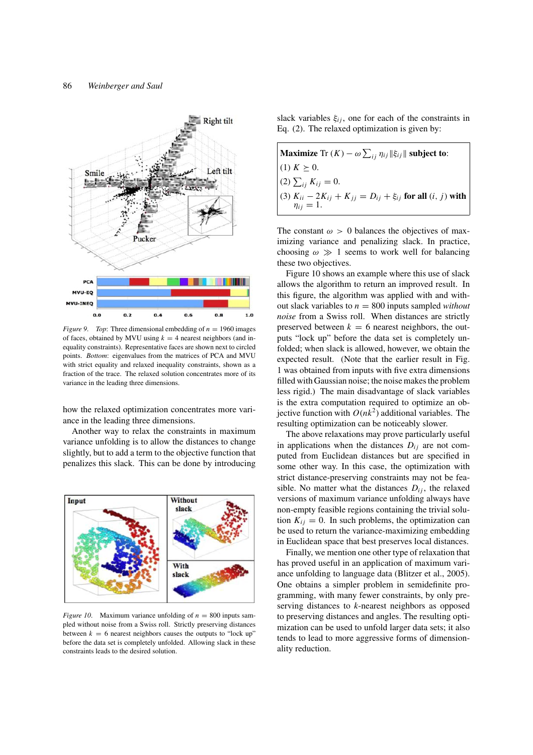*Figure 9*. *Top*: Three dimensional embedding of $n = 1960$ images of faces, obtained by MVU using $k = 4$ nearest neighbors (and inequality constraints). Representative faces are shown next to circled points. *Bottom*: eigenvalues from the matrices of PCA and MVU with strict equality and relaxed inequality constraints, shown as a fraction of the trace. The relaxed solution concentrates more of its variance in the leading three dimensions.

how the relaxed optimization concentrates more variance in the leading three dimensions.

Another way to relax the constraints in maximum variance unfolding is to allow the distances to change slightly, but to add a term to the objective function that penalizes this slack. This can be done by introducing slack variables $\xi_{ij}$, one for each of the constraints in Eq. (2). The relaxed optimization is given by:

> **Maximize** $\text{Tr}(K) - \omega \sum_{ij} \eta_{ij} \|\xi_{ij}\|$ **subject to**:
> (1) $K \succeq 0$.
> (2) $\sum_{ij} K_{ij} = 0$.
> (3) $K_{ii} - 2K_{ij} + K_{jj} = D_{ij} + \xi_{ij}$ **for all** $(i, j)$ **with** $\eta_{ij} = 1$.

The constant $\omega > 0$ balances the objectives of maximizing variance and penalizing slack. In practice, choosing $\omega \gg 1$ seems to work well for balancing these two objectives.

Figure 10 shows an example where this use of slack allows the algorithm to return an improved result. In this figure, the algorithm was applied with and without slack variables to $n = 800$ inputs sampled *without noise* from a Swiss roll. When distances are strictly preserved between $k = 6$ nearest neighbors, the outputs "lock up" before the data set is completely unfolded; when slack is allowed, however, we obtain the expected result. (Note that the earlier result in Fig. 1 was obtained from inputs with five extra dimensions filled with Gaussian noise; the noise makes the problem less rigid.) The main disadvantage of slack variables is the extra computation required to optimize an objective function with $O(nk^2)$ additional variables. The resulting optimization can be noticeably slower.

*Figure 10*. Maximum variance unfolding of $n = 800$ inputs sampled without noise from a Swiss roll. Strictly preserving distances between $k = 6$ nearest neighbors causes the outputs to "lock up" before the data set is completely unfolded. Allowing slack in these constraints leads to the desired solution.

The above relaxations may prove particularly useful in applications when the distances $D_{ij}$ are not computed from Euclidean distances but are specified in some other way. In this case, the optimization with strict distance-preserving constraints may not be feasible. No matter what the distances $D_{ij}$, the relaxed versions of maximum variance unfolding always have non-empty feasible regions containing the trivial solution $K_{ij} = 0$. In such problems, the optimization can be used to return the variance-maximizing embedding in Euclidean space that best preserves local distances.

Finally, we mention one other type of relaxation that has proved useful in an application of maximum variance unfolding to language data (Blitzer et al., 2005). One obtains a simpler problem in semidefinite programming, with many fewer constraints, by only preserving distances to $k$-nearest neighbors as opposed to preserving distances and angles. The resulting optimization can be used to unfold larger data sets; it also tends to lead to more aggressive forms of dimensionality reduction.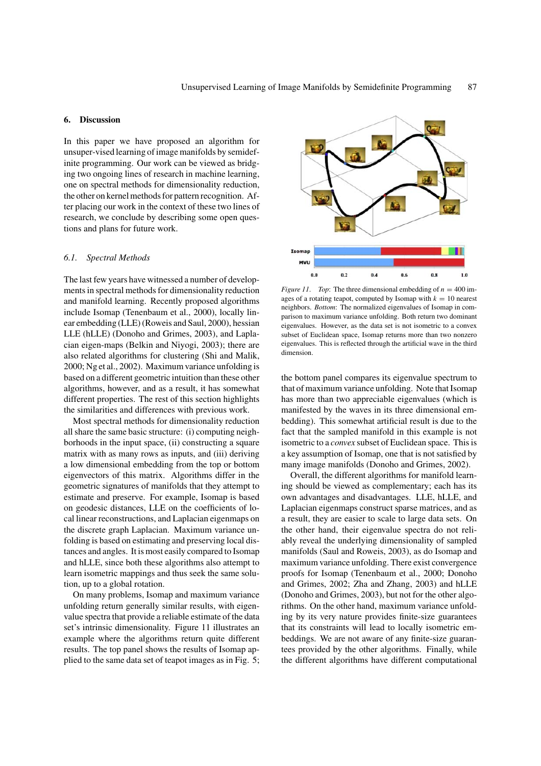## 6. Discussion

In this paper we have proposed an algorithm for unsuper-vised learning of image manifolds by semidefinite programming. Our work can be viewed as bridging two ongoing lines of research in machine learning, one on spectral methods for dimensionality reduction, the other on kernel methods for pattern recognition. After placing our work in the context of these two lines of research, we conclude by describing some open questions and plans for future work.

### 6.1. Spectral Methods

The last few years have witnessed a number of developments in spectral methods for dimensionality reduction and manifold learning. Recently proposed algorithms include Isomap (Tenenbaum et al., 2000), locally linear embedding (LLE) (Roweis and Saul, 2000), hessian LLE (hLLE) (Donoho and Grimes, 2003), and Laplacian eigen-maps (Belkin and Niyogi, 2003); there are also related algorithms for clustering (Shi and Malik, 2000; Ng et al., 2002). Maximum variance unfolding is based on a different geometric intuition than these other algorithms, however, and as a result, it has somewhat different properties. The rest of this section highlights the similarities and differences with previous work.

Most spectral methods for dimensionality reduction all share the same basic structure: (i) computing neighborhoods in the input space, (ii) constructing a square matrix with as many rows as inputs, and (iii) deriving a low dimensional embedding from the top or bottom eigenvectors of this matrix. Algorithms differ in the geometric signatures of manifolds that they attempt to estimate and preserve. For example, Isomap is based on geodesic distances, LLE on the coefficients of local linear reconstructions, and Laplacian eigenmaps on the discrete graph Laplacian. Maximum variance unfolding is based on estimating and preserving local distances and angles. It is most easily compared to Isomap and hLLE, since both these algorithms also attempt to learn isometric mappings and thus seek the same solution, up to a global rotation.

On many problems, Isomap and maximum variance unfolding return generally similar results, with eigenvalue spectra that provide a reliable estimate of the data set's intrinsic dimensionality. Figure 11 illustrates an example where the algorithms return quite different results. The top panel shows the results of Isomap applied to the same data set of teapot images as in Fig. 5; the bottom panel compares its eigenvalue spectrum to that of maximum variance unfolding. Note that Isomap has more than two appreciable eigenvalues (which is manifested by the waves in its three dimensional embedding). This somewhat artificial result is due to the fact that the sampled manifold in this example is not isometric to a *convex* subset of Euclidean space. This is a key assumption of Isomap, one that is not satisfied by many image manifolds (Donoho and Grimes, 2002).

Isomap
MVU
0.0 0.2 0.4 0.6 0.8 1.0

*Figure 11.* *Top*: The three dimensional embedding of $n = 400$ images of a rotating teapot, computed by Isomap with $k = 10$ nearest neighbors. *Bottom*: The normalized eigenvalues of Isomap in comparison to maximum variance unfolding. Both return two dominant eigenvalues. However, as the data set is not isometric to a convex subset of Euclidean space, Isomap returns more than two nonzero eigenvalues. This is reflected through the artificial wave in the third dimension.

Overall, the different algorithms for manifold learning should be viewed as complementary; each has its own advantages and disadvantages. LLE, hLLE, and Laplacian eigenmaps construct sparse matrices, and as a result, they are easier to scale to large data sets. On the other hand, their eigenvalue spectra do not reliably reveal the underlying dimensionality of sampled manifolds (Saul and Roweis, 2003), as do Isomap and maximum variance unfolding. There exist convergence proofs for Isomap (Tenenbaum et al., 2000; Donoho and Grimes, 2002; Zha and Zhang, 2003) and hLLE (Donoho and Grimes, 2003), but not for the other algorithms. On the other hand, maximum variance unfolding by its very nature provides finite-size guarantees that its constraints will lead to locally isometric embeddings. We are not aware of any finite-size guarantees provided by the other algorithms. Finally, while the different algorithms have different computational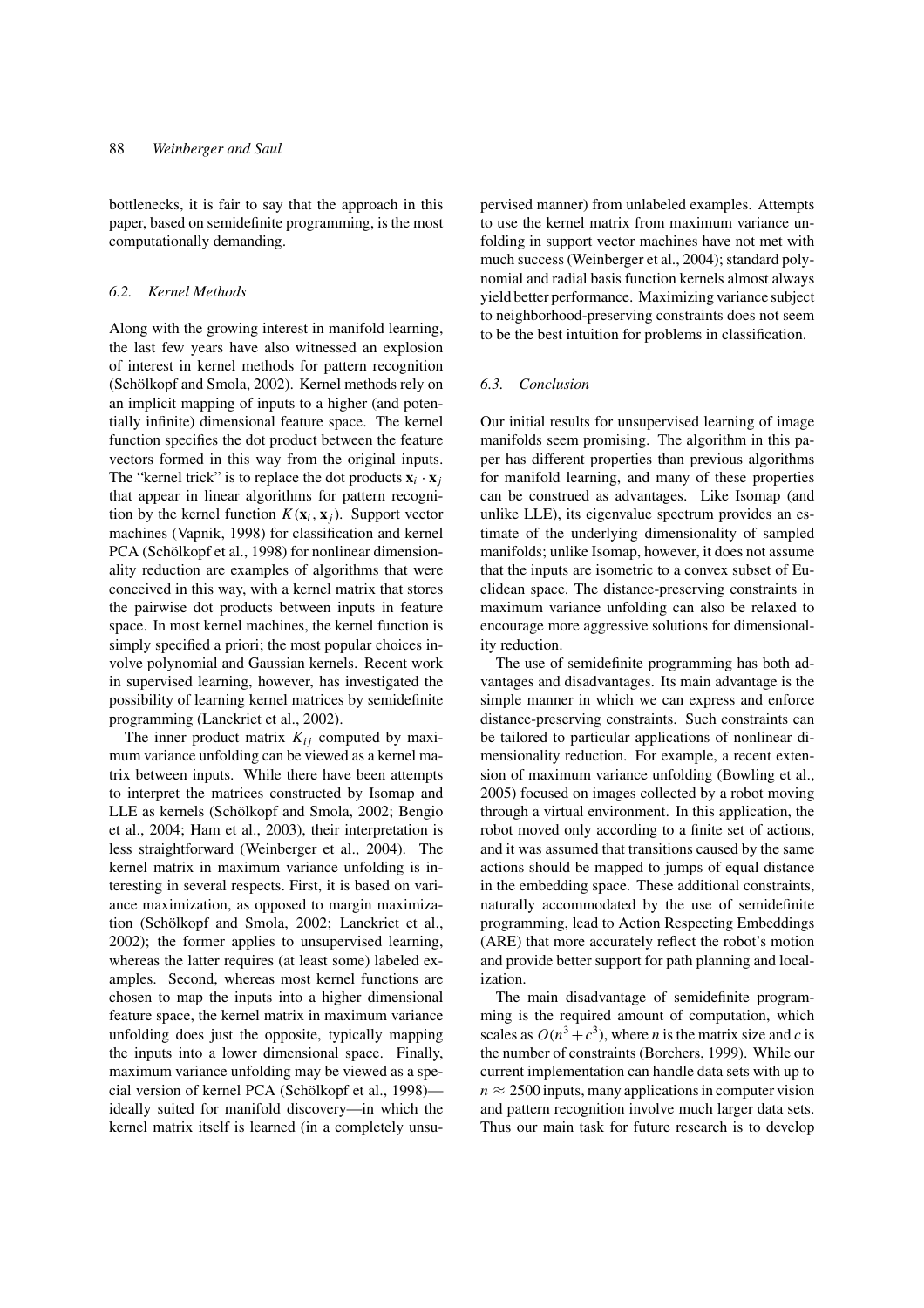bottlenecks, it is fair to say that the approach in this paper, based on semidefinite programming, is the most computationally demanding.

### *6.2. Kernel Methods*

Along with the growing interest in manifold learning, the last few years have also witnessed an explosion of interest in kernel methods for pattern recognition (Schölkopf and Smola, 2002). Kernel methods rely on an implicit mapping of inputs to a higher (and potentially infinite) dimensional feature space. The kernel function specifies the dot product between the feature vectors formed in this way from the original inputs. The "kernel trick" is to replace the dot products $\mathbf{x}_i \cdot \mathbf{x}_j$ that appear in linear algorithms for pattern recognition by the kernel function $K(\mathbf{x}_i, \mathbf{x}_j)$. Support vector machines (Vapnik, 1998) for classification and kernel PCA (Schölkopf et al., 1998) for nonlinear dimensionality reduction are examples of algorithms that were conceived in this way, with a kernel matrix that stores the pairwise dot products between inputs in feature space. In most kernel machines, the kernel function is simply specified a priori; the most popular choices involve polynomial and Gaussian kernels. Recent work in supervised learning, however, has investigated the possibility of learning kernel matrices by semidefinite programming (Lanckriet et al., 2002).

The inner product matrix $K_{ij}$ computed by maximum variance unfolding can be viewed as a kernel matrix between inputs. While there have been attempts to interpret the matrices constructed by Isomap and LLE as kernels (Schölkopf and Smola, 2002; Bengio et al., 2004; Ham et al., 2003), their interpretation is less straightforward (Weinberger et al., 2004). The kernel matrix in maximum variance unfolding is interesting in several respects. First, it is based on variance maximization, as opposed to margin maximization (Schölkopf and Smola, 2002; Lanckriet et al., 2002); the former applies to unsupervised learning, whereas the latter requires (at least some) labeled examples. Second, whereas most kernel functions are chosen to map the inputs into a higher dimensional feature space, the kernel matrix in maximum variance unfolding does just the opposite, typically mapping the inputs into a lower dimensional space. Finally, maximum variance unfolding may be viewed as a special version of kernel PCA (Schölkopf et al., 1998)—ideally suited for manifold discovery—in which the kernel matrix itself is learned (in a completely unsupervised manner) from unlabeled examples. Attempts to use the kernel matrix from maximum variance unfolding in support vector machines have not met with much success (Weinberger et al., 2004); standard polynomial and radial basis function kernels almost always yield better performance. Maximizing variance subject to neighborhood-preserving constraints does not seem to be the best intuition for problems in classification.

### *6.3. Conclusion*

Our initial results for unsupervised learning of image manifolds seem promising. The algorithm in this paper has different properties than previous algorithms for manifold learning, and many of these properties can be construed as advantages. Like Isomap (and unlike LLE), its eigenvalue spectrum provides an estimate of the underlying dimensionality of sampled manifolds; unlike Isomap, however, it does not assume that the inputs are isometric to a convex subset of Euclidean space. The distance-preserving constraints in maximum variance unfolding can also be relaxed to encourage more aggressive solutions for dimensionality reduction.

The use of semidefinite programming has both advantages and disadvantages. Its main advantage is the simple manner in which we can express and enforce distance-preserving constraints. Such constraints can be tailored to particular applications of nonlinear dimensionality reduction. For example, a recent extension of maximum variance unfolding (Bowling et al., 2005) focused on images collected by a robot moving through a virtual environment. In this application, the robot moved only according to a finite set of actions, and it was assumed that transitions caused by the same actions should be mapped to jumps of equal distance in the embedding space. These additional constraints, naturally accommodated by the use of semidefinite programming, lead to Action Respecting Embeddings (ARE) that more accurately reflect the robot's motion and provide better support for path planning and localization.

The main disadvantage of semidefinite programming is the required amount of computation, which scales as $O(n^3 + c^3)$, where $n$ is the matrix size and $c$ is the number of constraints (Borchers, 1999). While our current implementation can handle data sets with up to $n \approx 2500$ inputs, many applications in computer vision and pattern recognition involve much larger data sets. Thus our main task for future research is to develop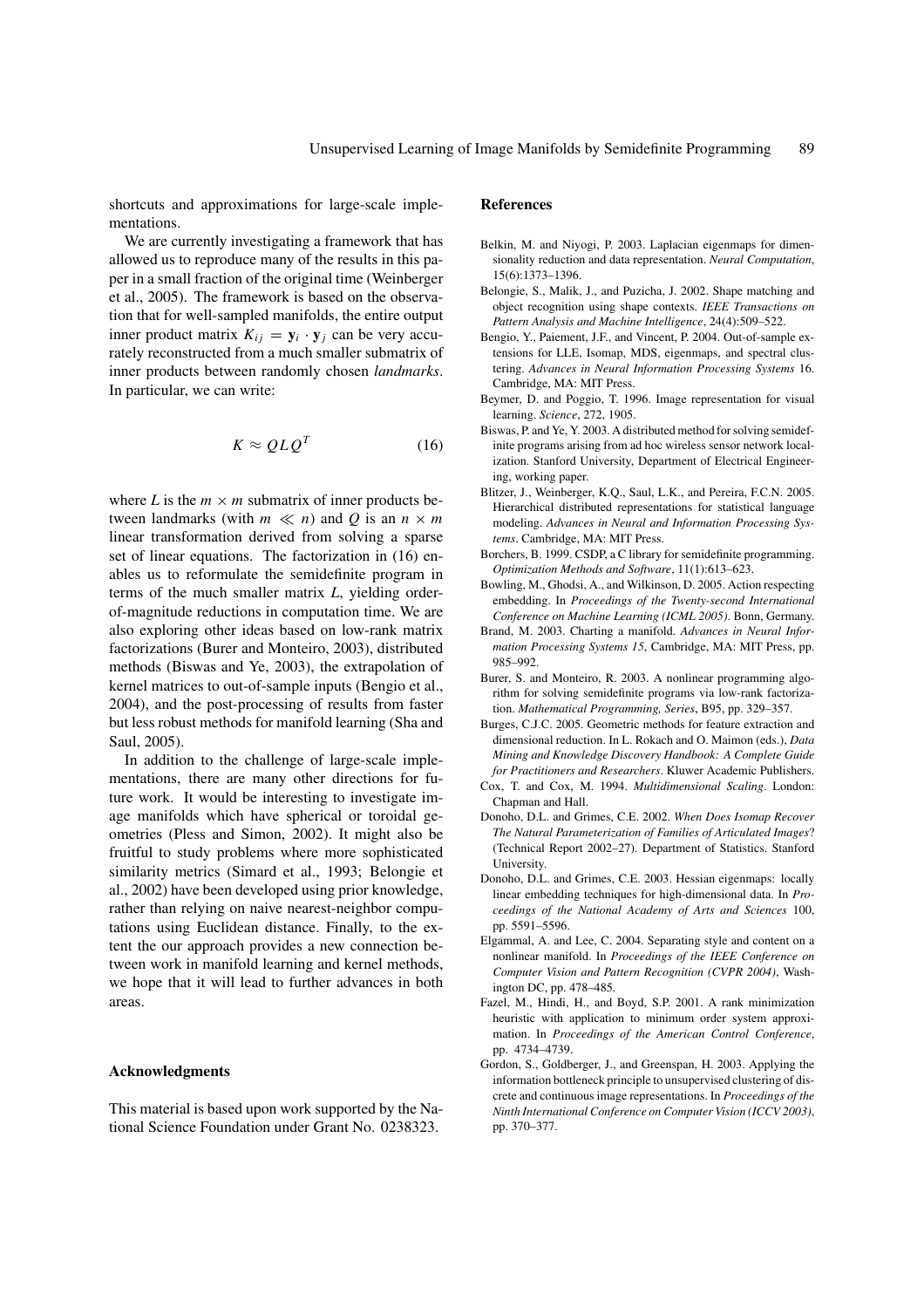shortcuts and approximations for large-scale implementations.

We are currently investigating a framework that has allowed us to reproduce many of the results in this paper in a small fraction of the original time (Weinberger et al., 2005). The framework is based on the observation that for well-sampled manifolds, the entire output inner product matrix $K_{ij} = \mathbf{y}_i \cdot \mathbf{y}_j$ can be very accurately reconstructed from a much smaller submatrix of inner products between randomly chosen *landmarks*. In particular, we can write:

$$K \approx QLQ^T \tag{16}$$

where $L$ is the $m \times m$ submatrix of inner products between landmarks (with $m \ll n$) and $Q$ is an $n \times m$ linear transformation derived from solving a sparse set of linear equations. The factorization in (16) enables us to reformulate the semidefinite program in terms of the much smaller matrix $L$, yielding order-of-magnitude reductions in computation time. We are also exploring other ideas based on low-rank matrix factorizations (Burer and Monteiro, 2003), distributed methods (Biswas and Ye, 2003), the extrapolation of kernel matrices to out-of-sample inputs (Bengio et al., 2004), and the post-processing of results from faster but less robust methods for manifold learning (Sha and Saul, 2005).

In addition to the challenge of large-scale implementations, there are many other directions for future work. It would be interesting to investigate image manifolds which have spherical or toroidal geometries (Pless and Simon, 2002). It might also be fruitful to study problems where more sophisticated similarity metrics (Simard et al., 1993; Belongie et al., 2002) have been developed using prior knowledge, rather than relying on naive nearest-neighbor computations using Euclidean distance. Finally, to the extent the our approach provides a new connection between work in manifold learning and kernel methods, we hope that it will lead to further advances in both areas.

## Acknowledgments

This material is based upon work supported by the National Science Foundation under Grant No. 0238323.

## References

Belkin, M. and Niyogi, P. 2003. Laplacian eigenmaps for dimensionality reduction and data representation. *Neural Computation*, 15(6):1373–1396.

Belongie, S., Malik, J., and Puzicha, J. 2002. Shape matching and object recognition using shape contexts. *IEEE Transactions on Pattern Analysis and Machine Intelligence*, 24(4):509–522.

Bengio, Y., Paiement, J.F., and Vincent, P. 2004. Out-of-sample extensions for LLE, Isomap, MDS, eigenmaps, and spectral clustering. *Advances in Neural Information Processing Systems* 16. Cambridge, MA: MIT Press.

Beymer, D. and Poggio, T. 1996. Image representation for visual learning. *Science*, 272, 1905.

Biswas, P. and Ye, Y. 2003. A distributed method for solving semidefinite programs arising from ad hoc wireless sensor network localization. Stanford University, Department of Electrical Engineering, working paper.

Blitzer, J., Weinberger, K.Q., Saul, L.K., and Pereira, F.C.N. 2005. Hierarchical distributed representations for statistical language modeling. *Advances in Neural and Information Processing Systems*. Cambridge, MA: MIT Press.

Borchers, B. 1999. CSDP, a C library for semidefinite programming. *Optimization Methods and Software*, 11(1):613–623.

Bowling, M., Ghodsi, A., and Wilkinson, D. 2005. Action respecting embedding. In *Proceedings of the Twenty-second International Conference on Machine Learning (ICML 2005)*. Bonn, Germany.

Brand, M. 2003. Charting a manifold. *Advances in Neural Information Processing Systems 15*, Cambridge, MA: MIT Press, pp. 985–992.

Burer, S. and Monteiro, R. 2003. A nonlinear programming algorithm for solving semidefinite programs via low-rank factorization. *Mathematical Programming, Series*, B95, pp. 329–357.

Burges, C.J.C. 2005. Geometric methods for feature extraction and dimensional reduction. In L. Rokach and O. Maimon (eds.), *Data Mining and Knowledge Discovery Handbook: A Complete Guide for Practitioners and Researchers*. Kluwer Academic Publishers.

Cox, T. and Cox, M. 1994. *Multidimensional Scaling*. London: Chapman and Hall.

Donoho, D.L. and Grimes, C.E. 2002. *When Does Isomap Recover The Natural Parameterization of Families of Articulated Images*? (Technical Report 2002–27). Department of Statistics. Stanford University.

Donoho, D.L. and Grimes, C.E. 2003. Hessian eigenmaps: locally linear embedding techniques for high-dimensional data. In *Proceedings of the National Academy of Arts and Sciences* 100, pp. 5591–5596.

Elgammal, A. and Lee, C. 2004. Separating style and content on a nonlinear manifold. In *Proceedings of the IEEE Conference on Computer Vision and Pattern Recognition (CVPR 2004)*, Washington DC, pp. 478–485.

Fazel, M., Hindi, H., and Boyd, S.P. 2001. A rank minimization heuristic with application to minimum order system approximation. In *Proceedings of the American Control Conference*, pp. 4734–4739.

Gordon, S., Goldberger, J., and Greenspan, H. 2003. Applying the information bottleneck principle to unsupervised clustering of discrete and continuous image representations. In *Proceedings of the Ninth International Conference on Computer Vision (ICCV 2003)*, pp. 370–377.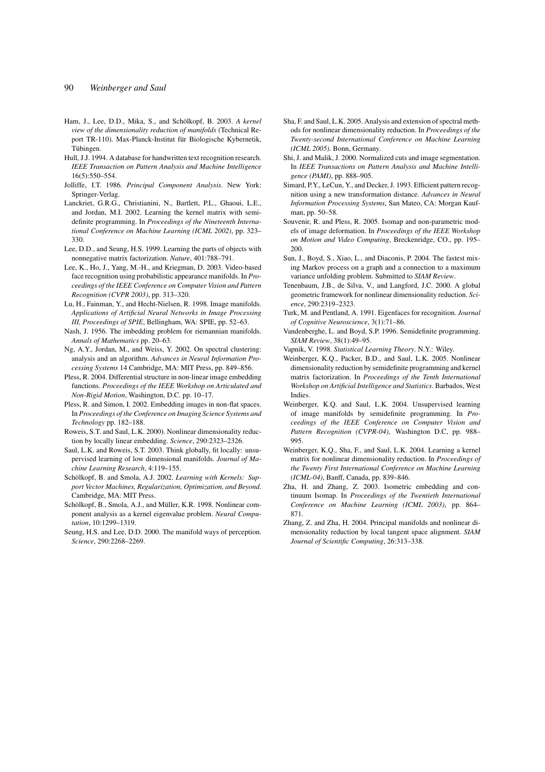Ham, J., Lee, D.D., Mika, S., and Schölkopf, B. 2003. *A kernel view of the dimensionality reduction of manifolds* (Technical Report TR-110). Max-Planck-Institut für Biologische Kybernetik, Tübingen.

Hull, J.J. 1994. A database for handwritten text recognition research. *IEEE Transaction on Pattern Analysis and Machine Intelligence* 16(5):550–554.

Jolliffe, I.T. 1986. *Principal Component Analysis*. New York: Springer-Verlag.

Lanckriet, G.R.G., Christianini, N., Bartlett, P.L., Ghaoui, L.E., and Jordan, M.I. 2002. Learning the kernel matrix with semi-definite programming. In *Proceedings of the Nineteenth International Conference on Machine Learning (ICML 2002)*, pp. 323–330.

Lee, D.D., and Seung, H.S. 1999. Learning the parts of objects with nonnegative matrix factorization. *Nature*, 401:788–791.

Lee, K., Ho, J., Yang, M.-H., and Kriegman, D. 2003. Video-based face recognition using probabilistic appearance manifolds. In *Proceedings of the IEEE Conference on Computer Vision and Pattern Recognition (CVPR 2003)*, pp. 313–320.

Lu, H., Fainman, Y., and Hecht-Nielsen, R. 1998. Image manifolds. *Applications of Artificial Neural Networks in Image Processing III, Proceedings of SPIE*, Bellingham, WA: SPIE, pp. 52–63.

Nash, J. 1956. The imbedding problem for riemannian manifolds. *Annals of Mathematics* pp. 20–63.

Ng, A.Y., Jordan, M., and Weiss, Y. 2002. On spectral clustering: analysis and an algorithm. *Advances in Neural Information Processing Systems* 14 Cambridge, MA: MIT Press, pp. 849–856.

Pless, R. 2004. Differential structure in non-linear image embedding functions. *Proceedings of the IEEE Workshop on Articulated and Non-Rigid Motion*, Washington, D.C. pp. 10–17.

Pless, R. and Simon, I. 2002. Embedding images in non-flat spaces. In *Proceedings of the Conference on Imaging Science Systems and Technology* pp. 182–188.

Roweis, S.T. and Saul, L.K. 2000). Nonlinear dimensionality reduction by locally linear embedding. *Science*, 290:2323–2326.

Saul, L.K. and Roweis, S.T. 2003. Think globally, fit locally: unsupervised learning of low dimensional manifolds. *Journal of Machine Learning Research*, 4:119–155.

Schölkopf, B. and Smola, A.J. 2002. *Learning with Kernels: Support Vector Machines, Regularization, Optimization, and Beyond*. Cambridge, MA: MIT Press.

Schölkopf, B., Smola, A.J., and Müller, K.R. 1998. Nonlinear component analysis as a kernel eigenvalue problem. *Neural Computation*, 10:1299–1319.

Seung, H.S. and Lee, D.D. 2000. The manifold ways of perception. *Science*, 290:2268–2269.

Sha, F. and Saul, L.K. 2005. Analysis and extension of spectral methods for nonlinear dimensionality reduction. In *Proceedings of the Twenty-second International Conference on Machine Learning (ICML 2005)*. Bonn, Germany.

Shi, J. and Malik, J. 2000. Normalized cuts and image segmentation. In *IEEE Transactions on Pattern Analysis and Machine Intelligence (PAMI)*, pp. 888–905.

Simard, P.Y., LeCun, Y., and Decker, J. 1993. Efficient pattern recognition using a new transformation distance. *Advances in Neural Information Processing Systems*, San Mateo, CA: Morgan Kaufman, pp. 50–58.

Souvenir, R. and Pless, R. 2005. Isomap and non-parametric models of image deformation. In *Proceedings of the IEEE Workshop on Motion and Video Computing*, Breckenridge, CO., pp. 195–200.

Sun, J., Boyd, S., Xiao, L., and Diaconis, P. 2004. The fastest mixing Markov process on a graph and a connection to a maximum variance unfolding problem. Submitted to *SIAM Review*.

Tenenbaum, J.B., de Silva, V., and Langford, J.C. 2000. A global geometric framework for nonlinear dimensionality reduction. *Science*, 290:2319–2323.

Turk, M. and Pentland, A. 1991. Eigenfaces for recognition. *Journal of Cognitive Neuroscience*, 3(1):71–86.

Vandenberghe, L. and Boyd, S.P. 1996. Semidefinite programming. *SIAM Review*, 38(1):49–95.

Vapnik, V. 1998. *Statistical Learning Theory*. N.Y.: Wiley.

Weinberger, K.Q., Packer, B.D., and Saul, L.K. 2005. Nonlinear dimensionality reduction by semidefinite programming and kernel matrix factorization. In *Proceedings of the Tenth International Workshop on Artificial Intelligence and Statistics*. Barbados, West Indies.

Weinberger, K.Q. and Saul, L.K. 2004. Unsupervised learning of image manifolds by semidefinite programming. In *Proceedings of the IEEE Conference on Computer Vision and Pattern Recognition (CVPR-04)*, Washington D.C, pp. 988–995.

Weinberger, K.Q., Sha, F., and Saul, L.K. 2004. Learning a kernel matrix for nonlinear dimensionality reduction. In *Proceedings of the Twenty First International Conference on Machine Learning (ICML-04)*, Banff, Canada, pp. 839–846.

Zha, H. and Zhang, Z. 2003. Isometric embedding and continuum Isomap. In *Proceedings of the Twentieth International Conference on Machine Learning (ICML 2003)*, pp. 864–871.

Zhang, Z. and Zha, H. 2004. Principal manifolds and nonlinear dimensionality reduction by local tangent space alignment. *SIAM Journal of Scientific Computing*, 26:313–338.